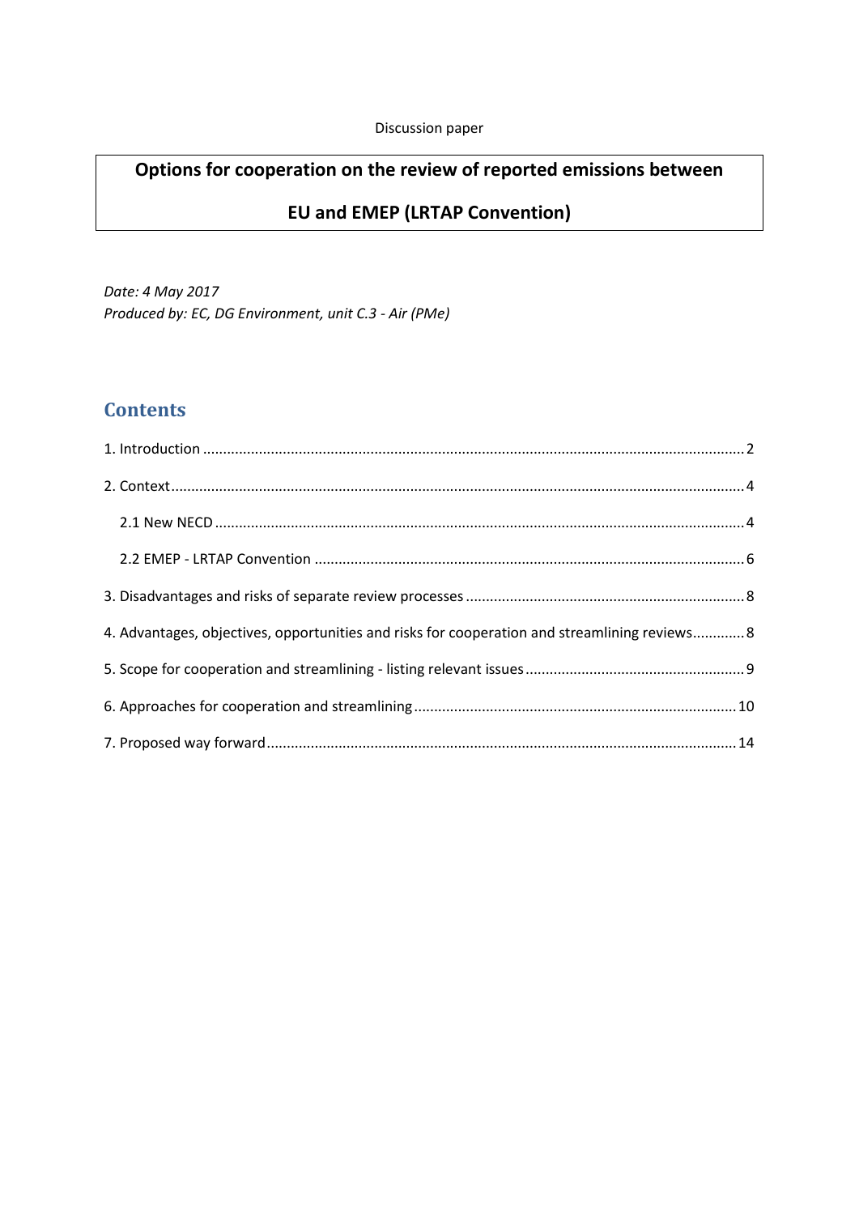Discussion paper

# Options for cooperation on the review of reported emissions between EU and EMEP (LRTAP Convention)

*Date: 4 May 2017*
*Produced by: EC, DG Environment, unit C.3 - Air (PMe)*

## Contents

1. Introduction ........ 2
2. Context ........ 4
   - 2.1 New NECD ........ 4
   - 2.2 EMEP - LRTAP Convention ........ 6
3. Disadvantages and risks of separate review processes ........ 8
4. Advantages, objectives, opportunities and risks for cooperation and streamlining reviews ........ 8
5. Scope for cooperation and streamlining - listing relevant issues ........ 9
6. Approaches for cooperation and streamlining ........ 10
7. Proposed way forward ........ 14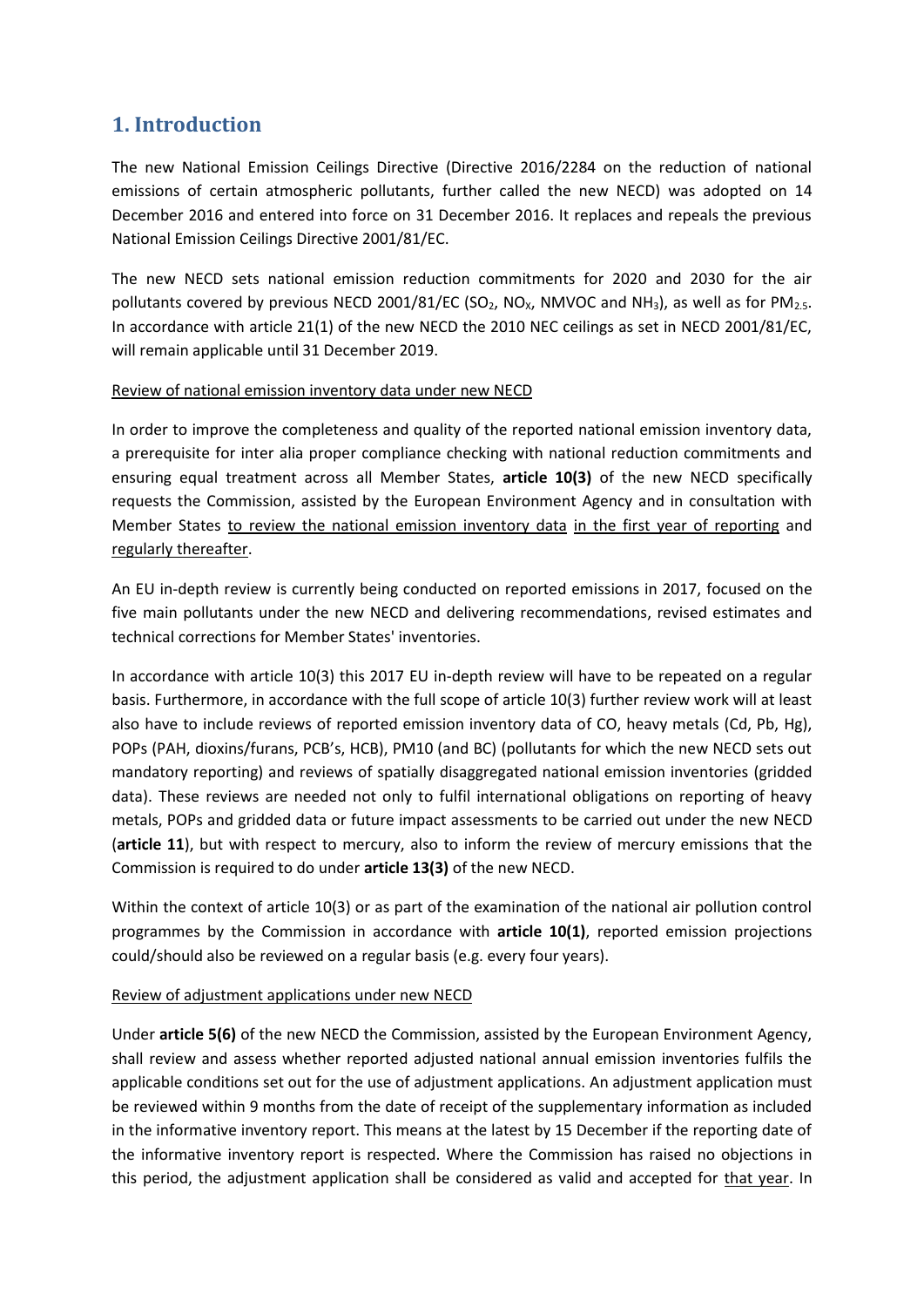# 1. Introduction

The new National Emission Ceilings Directive (Directive 2016/2284 on the reduction of national emissions of certain atmospheric pollutants, further called the new NECD) was adopted on 14 December 2016 and entered into force on 31 December 2016. It replaces and repeals the previous National Emission Ceilings Directive 2001/81/EC.

The new NECD sets national emission reduction commitments for 2020 and 2030 for the air pollutants covered by previous NECD 2001/81/EC ($SO_2$, $NO_X$, NMVOC and $NH_3$), as well as for $PM_{2.5}$. In accordance with article 21(1) of the new NECD the 2010 NEC ceilings as set in NECD 2001/81/EC, will remain applicable until 31 December 2019.

Review of national emission inventory data under new NECD

In order to improve the completeness and quality of the reported national emission inventory data, a prerequisite for inter alia proper compliance checking with national reduction commitments and ensuring equal treatment across all Member States, **article 10(3)** of the new NECD specifically requests the Commission, assisted by the European Environment Agency and in consultation with Member States to review the national emission inventory data in the first year of reporting and regularly thereafter.

An EU in-depth review is currently being conducted on reported emissions in 2017, focused on the five main pollutants under the new NECD and delivering recommendations, revised estimates and technical corrections for Member States' inventories.

In accordance with article 10(3) this 2017 EU in-depth review will have to be repeated on a regular basis. Furthermore, in accordance with the full scope of article 10(3) further review work will at least also have to include reviews of reported emission inventory data of CO, heavy metals (Cd, Pb, Hg), POPs (PAH, dioxins/furans, PCB's, HCB), PM10 (and BC) (pollutants for which the new NECD sets out mandatory reporting) and reviews of spatially disaggregated national emission inventories (gridded data). These reviews are needed not only to fulfil international obligations on reporting of heavy metals, POPs and gridded data or future impact assessments to be carried out under the new NECD (**article 11**), but with respect to mercury, also to inform the review of mercury emissions that the Commission is required to do under **article 13(3)** of the new NECD.

Within the context of article 10(3) or as part of the examination of the national air pollution control programmes by the Commission in accordance with **article 10(1)**, reported emission projections could/should also be reviewed on a regular basis (e.g. every four years).

Review of adjustment applications under new NECD

Under **article 5(6)** of the new NECD the Commission, assisted by the European Environment Agency, shall review and assess whether reported adjusted national annual emission inventories fulfils the applicable conditions set out for the use of adjustment applications. An adjustment application must be reviewed within 9 months from the date of receipt of the supplementary information as included in the informative inventory report. This means at the latest by 15 December if the reporting date of the informative inventory report is respected. Where the Commission has raised no objections in this period, the adjustment application shall be considered as valid and accepted for that year. In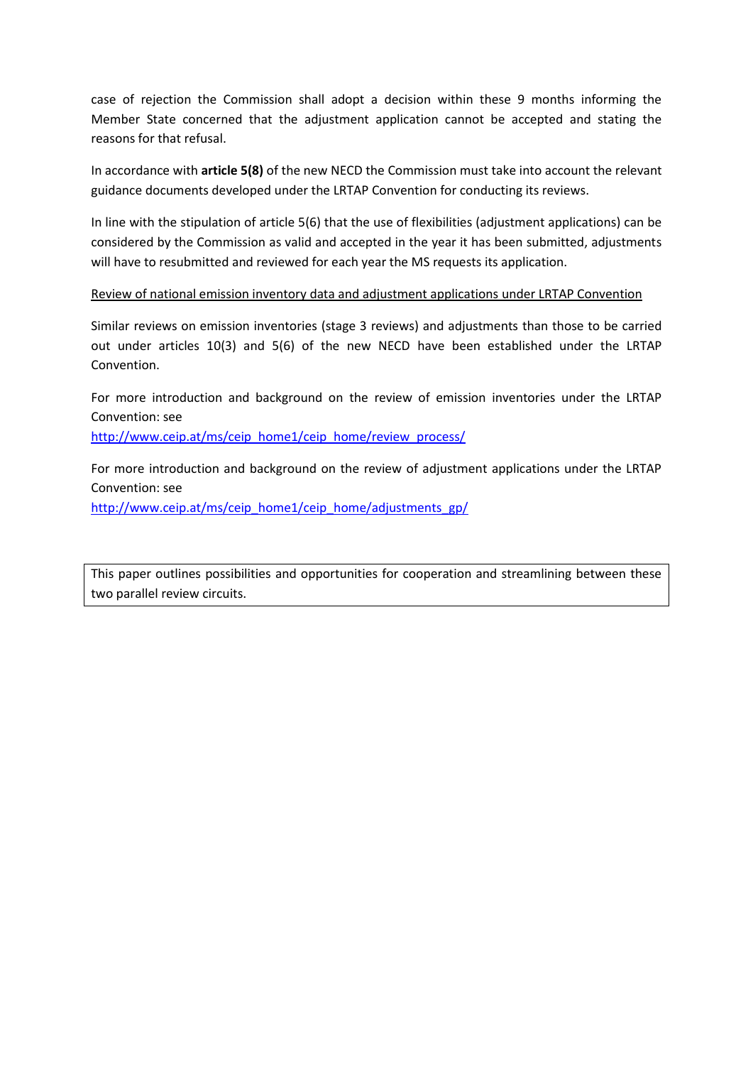case of rejection the Commission shall adopt a decision within these 9 months informing the Member State concerned that the adjustment application cannot be accepted and stating the reasons for that refusal.

In accordance with **article 5(8)** of the new NECD the Commission must take into account the relevant guidance documents developed under the LRTAP Convention for conducting its reviews.

In line with the stipulation of article 5(6) that the use of flexibilities (adjustment applications) can be considered by the Commission as valid and accepted in the year it has been submitted, adjustments will have to resubmitted and reviewed for each year the MS requests its application.

<u>Review of national emission inventory data and adjustment applications under LRTAP Convention</u>

Similar reviews on emission inventories (stage 3 reviews) and adjustments than those to be carried out under articles 10(3) and 5(6) of the new NECD have been established under the LRTAP Convention.

For more introduction and background on the review of emission inventories under the LRTAP Convention: see
[http://www.ceip.at/ms/ceip_home1/ceip_home/review_process/](http://www.ceip.at/ms/ceip_home1/ceip_home/review_process/)

For more introduction and background on the review of adjustment applications under the LRTAP Convention: see
[http://www.ceip.at/ms/ceip_home1/ceip_home/adjustments_gp/](http://www.ceip.at/ms/ceip_home1/ceip_home/adjustments_gp/)

This paper outlines possibilities and opportunities for cooperation and streamlining between these two parallel review circuits.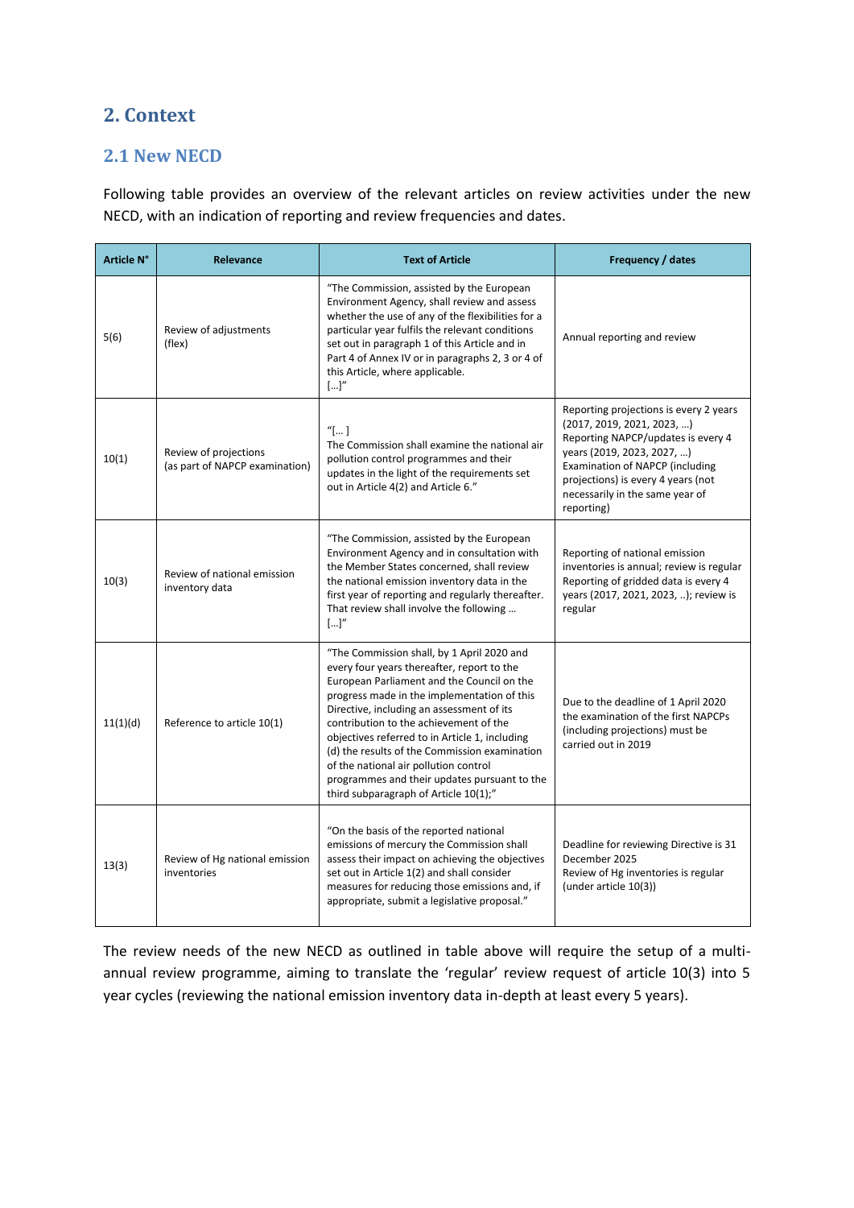## 2. Context

### 2.1 New NECD

Following table provides an overview of the relevant articles on review activities under the new NECD, with an indication of reporting and review frequencies and dates.

| Article N° | Relevance | Text of Article | Frequency / dates |
|---|---|---|---|
| 5(6) | Review of adjustments (flex) | "The Commission, assisted by the European Environment Agency, shall review and assess whether the use of any of the flexibilities for a particular year fulfils the relevant conditions set out in paragraph 1 of this Article and in Part 4 of Annex IV or in paragraphs 2, 3 or 4 of this Article, where applicable. […]" | Annual reporting and review |
| 10(1) | Review of projections (as part of NAPCP examination) | "[… ] The Commission shall examine the national air pollution control programmes and their updates in the light of the requirements set out in Article 4(2) and Article 6." | Reporting projections is every 2 years (2017, 2019, 2021, 2023, …) Reporting NAPCP/updates is every 4 years (2019, 2023, 2027, …) Examination of NAPCP (including projections) is every 4 years (not necessarily in the same year of reporting) |
| 10(3) | Review of national emission inventory data | "The Commission, assisted by the European Environment Agency and in consultation with the Member States concerned, shall review the national emission inventory data in the first year of reporting and regularly thereafter. That review shall involve the following … […]" | Reporting of national emission inventories is annual; review is regular Reporting of gridded data is every 4 years (2017, 2021, 2023, ..); review is regular |
| 11(1)(d) | Reference to article 10(1) | "The Commission shall, by 1 April 2020 and every four years thereafter, report to the European Parliament and the Council on the progress made in the implementation of this Directive, including an assessment of its contribution to the achievement of the objectives referred to in Article 1, including (d) the results of the Commission examination of the national air pollution control programmes and their updates pursuant to the third subparagraph of Article 10(1);" | Due to the deadline of 1 April 2020 the examination of the first NAPCPs (including projections) must be carried out in 2019 |
| 13(3) | Review of Hg national emission inventories | "On the basis of the reported national emissions of mercury the Commission shall assess their impact on achieving the objectives set out in Article 1(2) and shall consider measures for reducing those emissions and, if appropriate, submit a legislative proposal." | Deadline for reviewing Directive is 31 December 2025 Review of Hg inventories is regular (under article 10(3)) |

The review needs of the new NECD as outlined in table above will require the setup of a multi-annual review programme, aiming to translate the 'regular' review request of article 10(3) into 5 year cycles (reviewing the national emission inventory data in-depth at least every 5 years).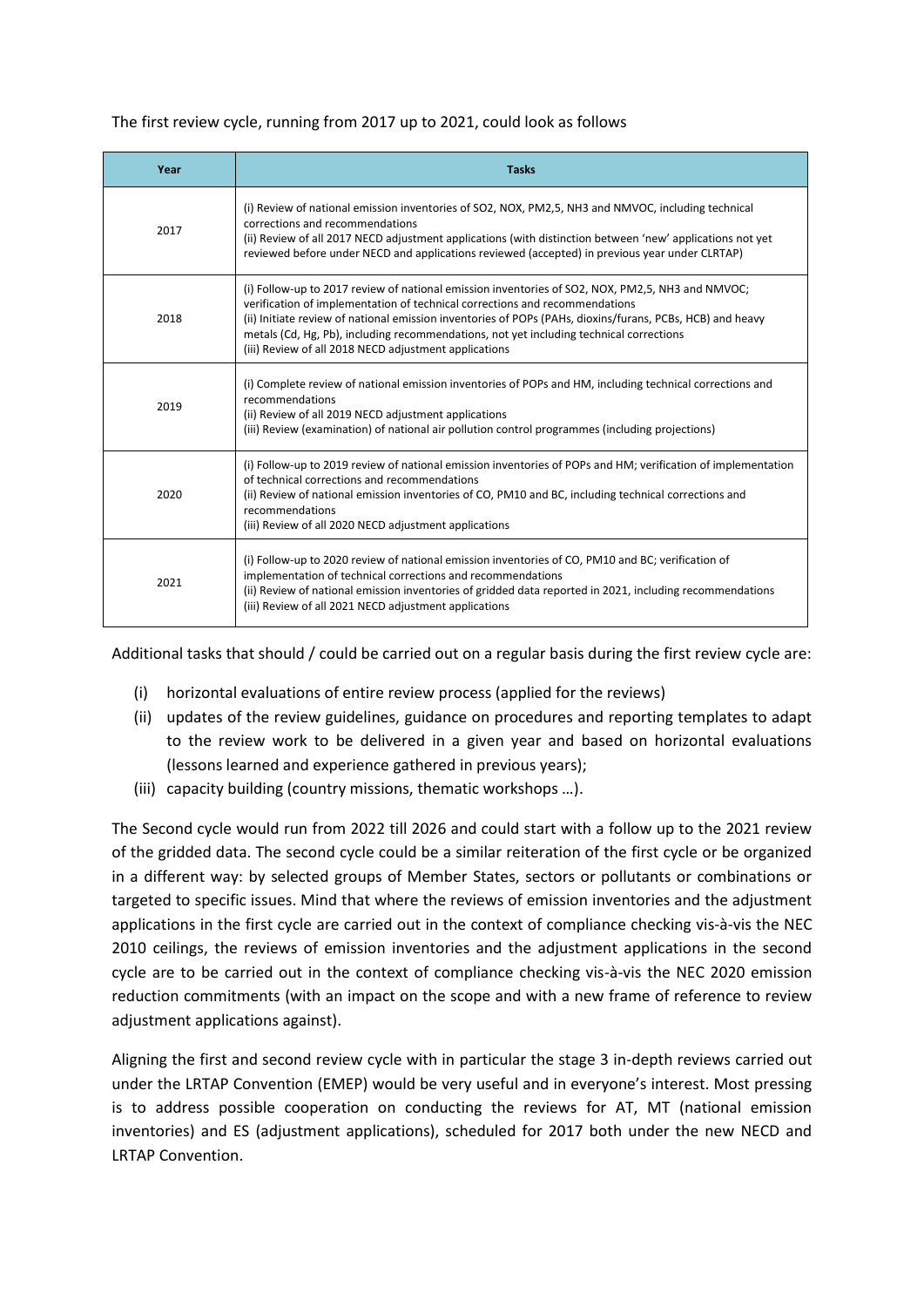The first review cycle, running from 2017 up to 2021, could look as follows

| Year | Tasks |
| --- | --- |
| 2017 | (i) Review of national emission inventories of $SO_2$, $NO_X$, $PM_{2,5}$, $NH_3$ and NMVOC, including technical corrections and recommendations<br>(ii) Review of all 2017 NECD adjustment applications (with distinction between 'new' applications not yet reviewed before under NECD and applications reviewed (accepted) in previous year under CLRTAP) |
| 2018 | (i) Follow-up to 2017 review of national emission inventories of $SO_2$, $NO_X$, $PM_{2,5}$, $NH_3$ and NMVOC; verification of implementation of technical corrections and recommendations<br>(ii) Initiate review of national emission inventories of POPs (PAHs, dioxins/furans, PCBs, HCB) and heavy metals (Cd, Hg, Pb), including recommendations, not yet including technical corrections<br>(iii) Review of all 2018 NECD adjustment applications |
| 2019 | (i) Complete review of national emission inventories of POPs and HM, including technical corrections and recommendations<br>(ii) Review of all 2019 NECD adjustment applications<br>(iii) Review (examination) of national air pollution control programmes (including projections) |
| 2020 | (i) Follow-up to 2019 review of national emission inventories of POPs and HM; verification of implementation of technical corrections and recommendations<br>(ii) Review of national emission inventories of CO, $PM_{10}$ and BC, including technical corrections and recommendations<br>(iii) Review of all 2020 NECD adjustment applications |
| 2021 | (i) Follow-up to 2020 review of national emission inventories of CO, $PM_{10}$ and BC; verification of implementation of technical corrections and recommendations<br>(ii) Review of national emission inventories of gridded data reported in 2021, including recommendations<br>(iii) Review of all 2021 NECD adjustment applications |

Additional tasks that should / could be carried out on a regular basis during the first review cycle are:

(i) horizontal evaluations of entire review process (applied for the reviews)
(ii) updates of the review guidelines, guidance on procedures and reporting templates to adapt to the review work to be delivered in a given year and based on horizontal evaluations (lessons learned and experience gathered in previous years);
(iii) capacity building (country missions, thematic workshops …).

The Second cycle would run from 2022 till 2026 and could start with a follow up to the 2021 review of the gridded data. The second cycle could be a similar reiteration of the first cycle or be organized in a different way: by selected groups of Member States, sectors or pollutants or combinations or targeted to specific issues. Mind that where the reviews of emission inventories and the adjustment applications in the first cycle are carried out in the context of compliance checking vis-à-vis the NEC 2010 ceilings, the reviews of emission inventories and the adjustment applications in the second cycle are to be carried out in the context of compliance checking vis-à-vis the NEC 2020 emission reduction commitments (with an impact on the scope and with a new frame of reference to review adjustment applications against).

Aligning the first and second review cycle with in particular the stage 3 in-depth reviews carried out under the LRTAP Convention (EMEP) would be very useful and in everyone's interest. Most pressing is to address possible cooperation on conducting the reviews for AT, MT (national emission inventories) and ES (adjustment applications), scheduled for 2017 both under the new NECD and LRTAP Convention.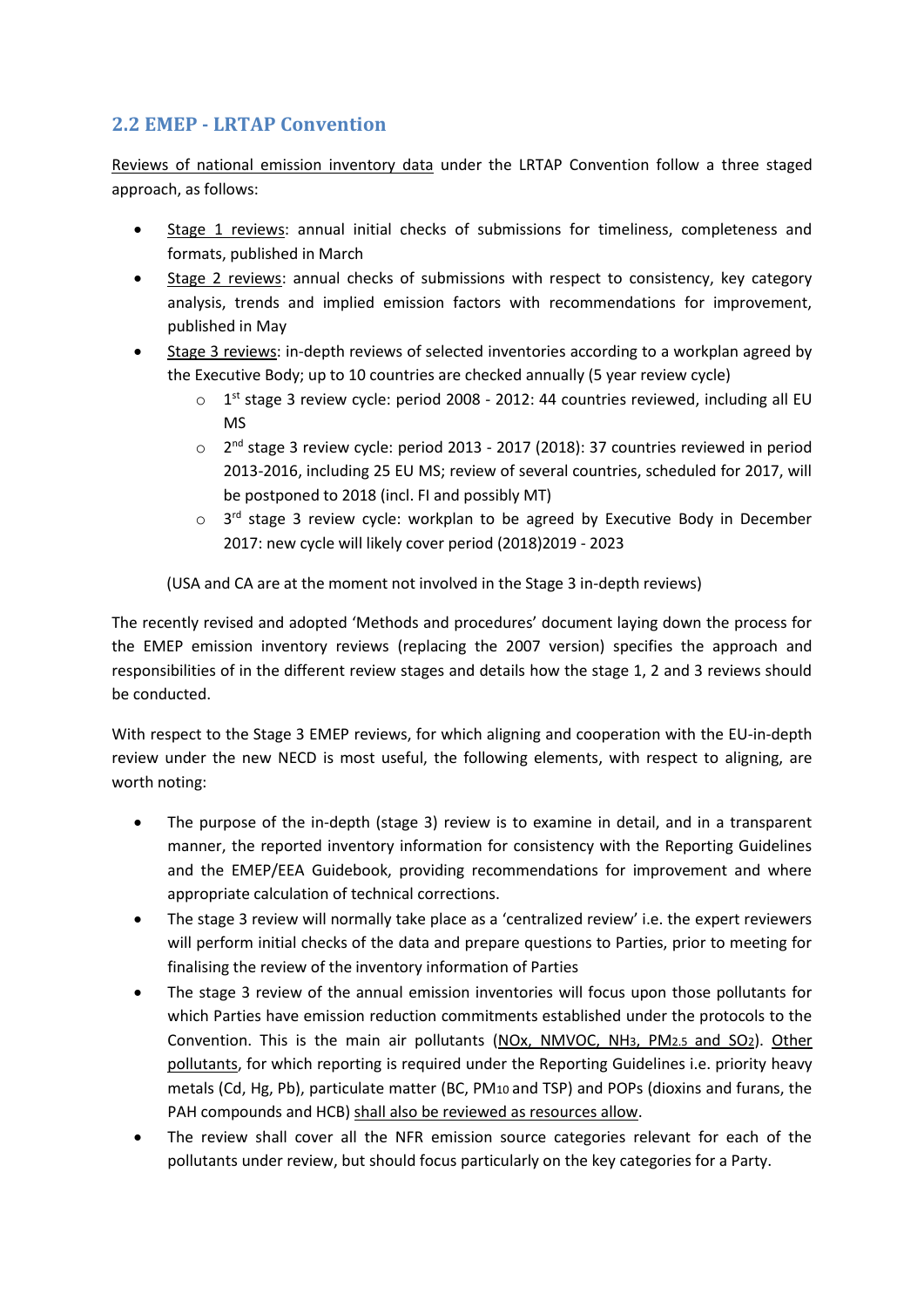## 2.2 EMEP - LRTAP Convention

Reviews of national emission inventory data under the LRTAP Convention follow a three staged approach, as follows:

- Stage 1 reviews: annual initial checks of submissions for timeliness, completeness and formats, published in March
- Stage 2 reviews: annual checks of submissions with respect to consistency, key category analysis, trends and implied emission factors with recommendations for improvement, published in May
- Stage 3 reviews: in-depth reviews of selected inventories according to a workplan agreed by the Executive Body; up to 10 countries are checked annually (5 year review cycle)
  - 1st stage 3 review cycle: period 2008 - 2012: 44 countries reviewed, including all EU MS
  - 2nd stage 3 review cycle: period 2013 - 2017 (2018): 37 countries reviewed in period 2013-2016, including 25 EU MS; review of several countries, scheduled for 2017, will be postponed to 2018 (incl. FI and possibly MT)
  - 3rd stage 3 review cycle: workplan to be agreed by Executive Body in December 2017: new cycle will likely cover period (2018)2019 - 2023

(USA and CA are at the moment not involved in the Stage 3 in-depth reviews)

The recently revised and adopted 'Methods and procedures' document laying down the process for the EMEP emission inventory reviews (replacing the 2007 version) specifies the approach and responsibilities of in the different review stages and details how the stage 1, 2 and 3 reviews should be conducted.

With respect to the Stage 3 EMEP reviews, for which aligning and cooperation with the EU-in-depth review under the new NECD is most useful, the following elements, with respect to aligning, are worth noting:

- The purpose of the in-depth (stage 3) review is to examine in detail, and in a transparent manner, the reported inventory information for consistency with the Reporting Guidelines and the EMEP/EEA Guidebook, providing recommendations for improvement and where appropriate calculation of technical corrections.
- The stage 3 review will normally take place as a 'centralized review' i.e. the expert reviewers will perform initial checks of the data and prepare questions to Parties, prior to meeting for finalising the review of the inventory information of Parties
- The stage 3 review of the annual emission inventories will focus upon those pollutants for which Parties have emission reduction commitments established under the protocols to the Convention. This is the main air pollutants (NOx, NMVOC, $NH_3$, $PM_{2.5}$ and $SO_2$). Other pollutants, for which reporting is required under the Reporting Guidelines i.e. priority heavy metals (Cd, Hg, Pb), particulate matter (BC, $PM_{10}$ and TSP) and POPs (dioxins and furans, the PAH compounds and HCB) shall also be reviewed as resources allow.
- The review shall cover all the NFR emission source categories relevant for each of the pollutants under review, but should focus particularly on the key categories for a Party.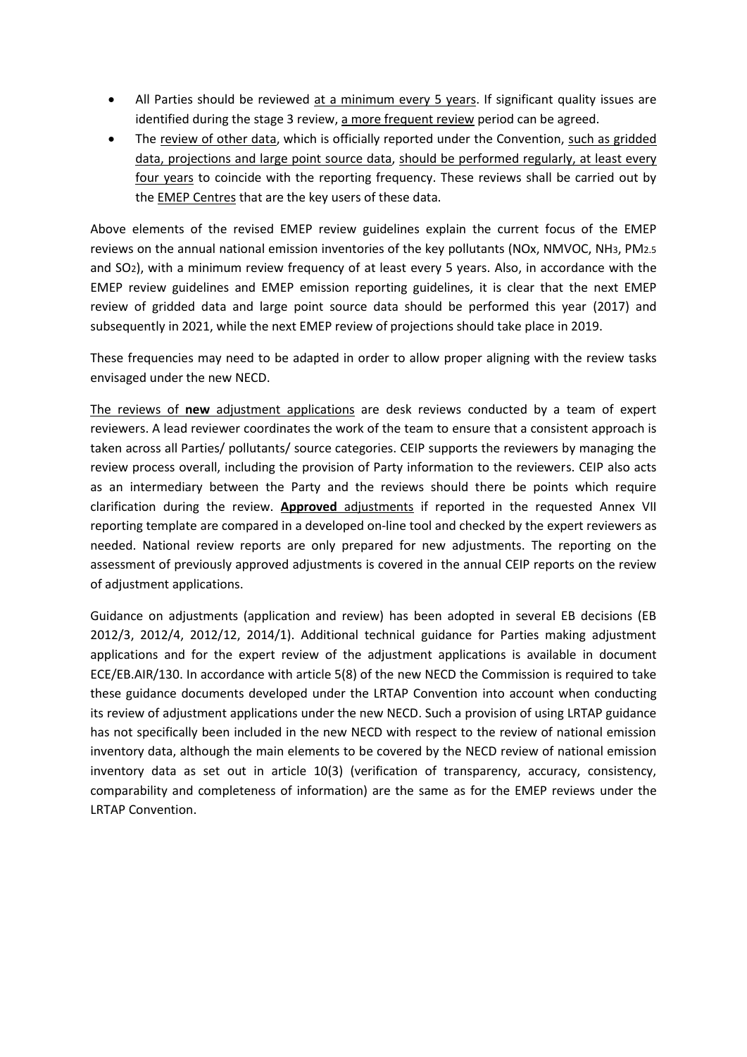- All Parties should be reviewed at a minimum every 5 years. If significant quality issues are identified during the stage 3 review, a more frequent review period can be agreed.
- The review of other data, which is officially reported under the Convention, such as gridded data, projections and large point source data, should be performed regularly, at least every four years to coincide with the reporting frequency. These reviews shall be carried out by the EMEP Centres that are the key users of these data.

Above elements of the revised EMEP review guidelines explain the current focus of the EMEP reviews on the annual national emission inventories of the key pollutants (NOx, NMVOC, $NH_3$, $PM_{2.5}$ and $SO_2$), with a minimum review frequency of at least every 5 years. Also, in accordance with the EMEP review guidelines and EMEP emission reporting guidelines, it is clear that the next EMEP review of gridded data and large point source data should be performed this year (2017) and subsequently in 2021, while the next EMEP review of projections should take place in 2019.

These frequencies may need to be adapted in order to allow proper aligning with the review tasks envisaged under the new NECD.

The reviews of **new** adjustment applications are desk reviews conducted by a team of expert reviewers. A lead reviewer coordinates the work of the team to ensure that a consistent approach is taken across all Parties/ pollutants/ source categories. CEIP supports the reviewers by managing the review process overall, including the provision of Party information to the reviewers. CEIP also acts as an intermediary between the Party and the reviews should there be points which require clarification during the review. **Approved** adjustments if reported in the requested Annex VII reporting template are compared in a developed on-line tool and checked by the expert reviewers as needed. National review reports are only prepared for new adjustments. The reporting on the assessment of previously approved adjustments is covered in the annual CEIP reports on the review of adjustment applications.

Guidance on adjustments (application and review) has been adopted in several EB decisions (EB 2012/3, 2012/4, 2012/12, 2014/1). Additional technical guidance for Parties making adjustment applications and for the expert review of the adjustment applications is available in document ECE/EB.AIR/130. In accordance with article 5(8) of the new NECD the Commission is required to take these guidance documents developed under the LRTAP Convention into account when conducting its review of adjustment applications under the new NECD. Such a provision of using LRTAP guidance has not specifically been included in the new NECD with respect to the review of national emission inventory data, although the main elements to be covered by the NECD review of national emission inventory data as set out in article 10(3) (verification of transparency, accuracy, consistency, comparability and completeness of information) are the same as for the EMEP reviews under the LRTAP Convention.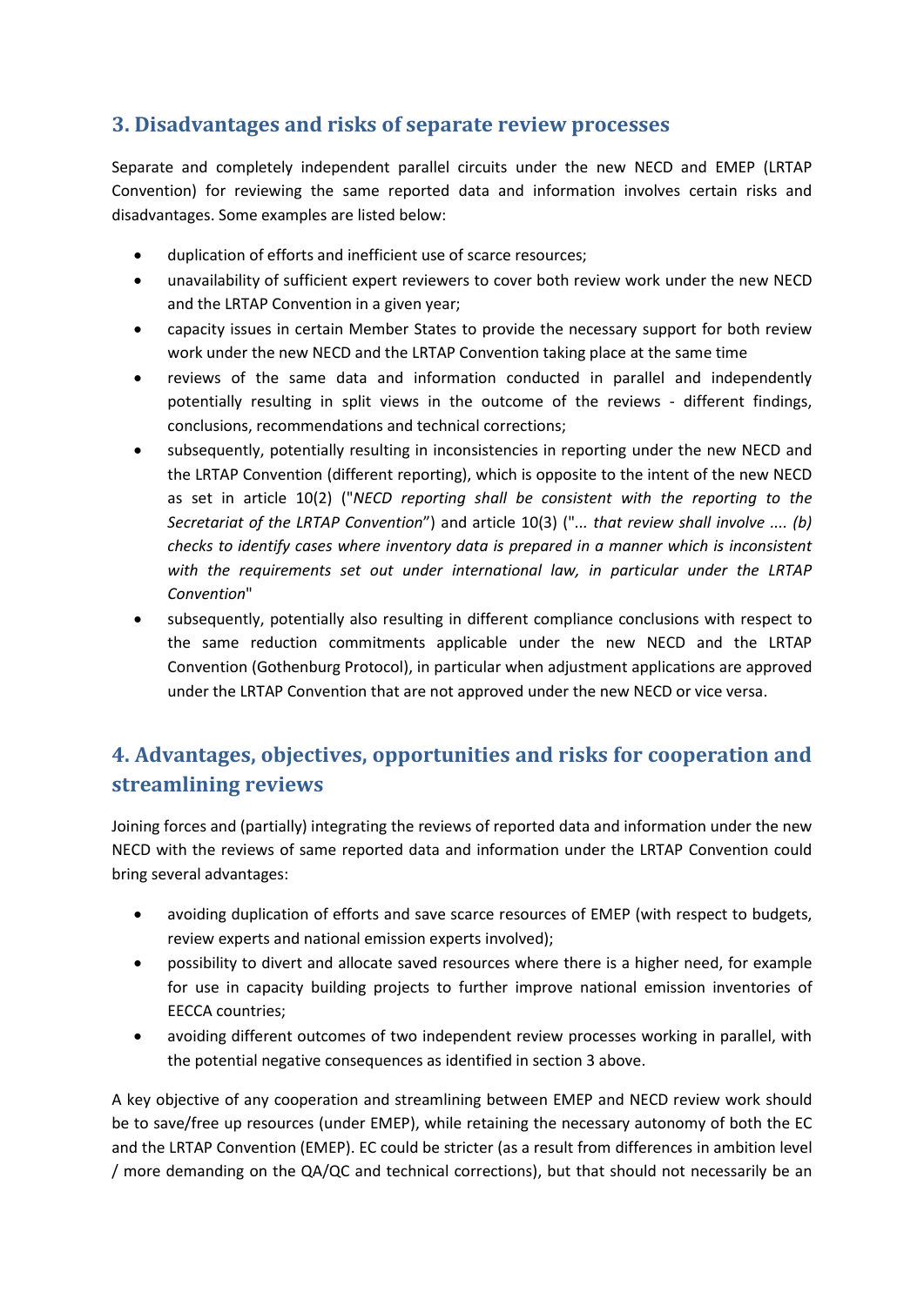## 3. Disadvantages and risks of separate review processes

Separate and completely independent parallel circuits under the new NECD and EMEP (LRTAP Convention) for reviewing the same reported data and information involves certain risks and disadvantages. Some examples are listed below:

- duplication of efforts and inefficient use of scarce resources;
- unavailability of sufficient expert reviewers to cover both review work under the new NECD and the LRTAP Convention in a given year;
- capacity issues in certain Member States to provide the necessary support for both review work under the new NECD and the LRTAP Convention taking place at the same time
- reviews of the same data and information conducted in parallel and independently potentially resulting in split views in the outcome of the reviews - different findings, conclusions, recommendations and technical corrections;
- subsequently, potentially resulting in inconsistencies in reporting under the new NECD and the LRTAP Convention (different reporting), which is opposite to the intent of the new NECD as set in article 10(2) ("*NECD reporting shall be consistent with the reporting to the Secretariat of the LRTAP Convention*") and article 10(3) ("*... that review shall involve .... (b) checks to identify cases where inventory data is prepared in a manner which is inconsistent with the requirements set out under international law, in particular under the LRTAP Convention*"
- subsequently, potentially also resulting in different compliance conclusions with respect to the same reduction commitments applicable under the new NECD and the LRTAP Convention (Gothenburg Protocol), in particular when adjustment applications are approved under the LRTAP Convention that are not approved under the new NECD or vice versa.

## 4. Advantages, objectives, opportunities and risks for cooperation and streamlining reviews

Joining forces and (partially) integrating the reviews of reported data and information under the new NECD with the reviews of same reported data and information under the LRTAP Convention could bring several advantages:

- avoiding duplication of efforts and save scarce resources of EMEP (with respect to budgets, review experts and national emission experts involved);
- possibility to divert and allocate saved resources where there is a higher need, for example for use in capacity building projects to further improve national emission inventories of EECCA countries;
- avoiding different outcomes of two independent review processes working in parallel, with the potential negative consequences as identified in section 3 above.

A key objective of any cooperation and streamlining between EMEP and NECD review work should be to save/free up resources (under EMEP), while retaining the necessary autonomy of both the EC and the LRTAP Convention (EMEP). EC could be stricter (as a result from differences in ambition level / more demanding on the QA/QC and technical corrections), but that should not necessarily be an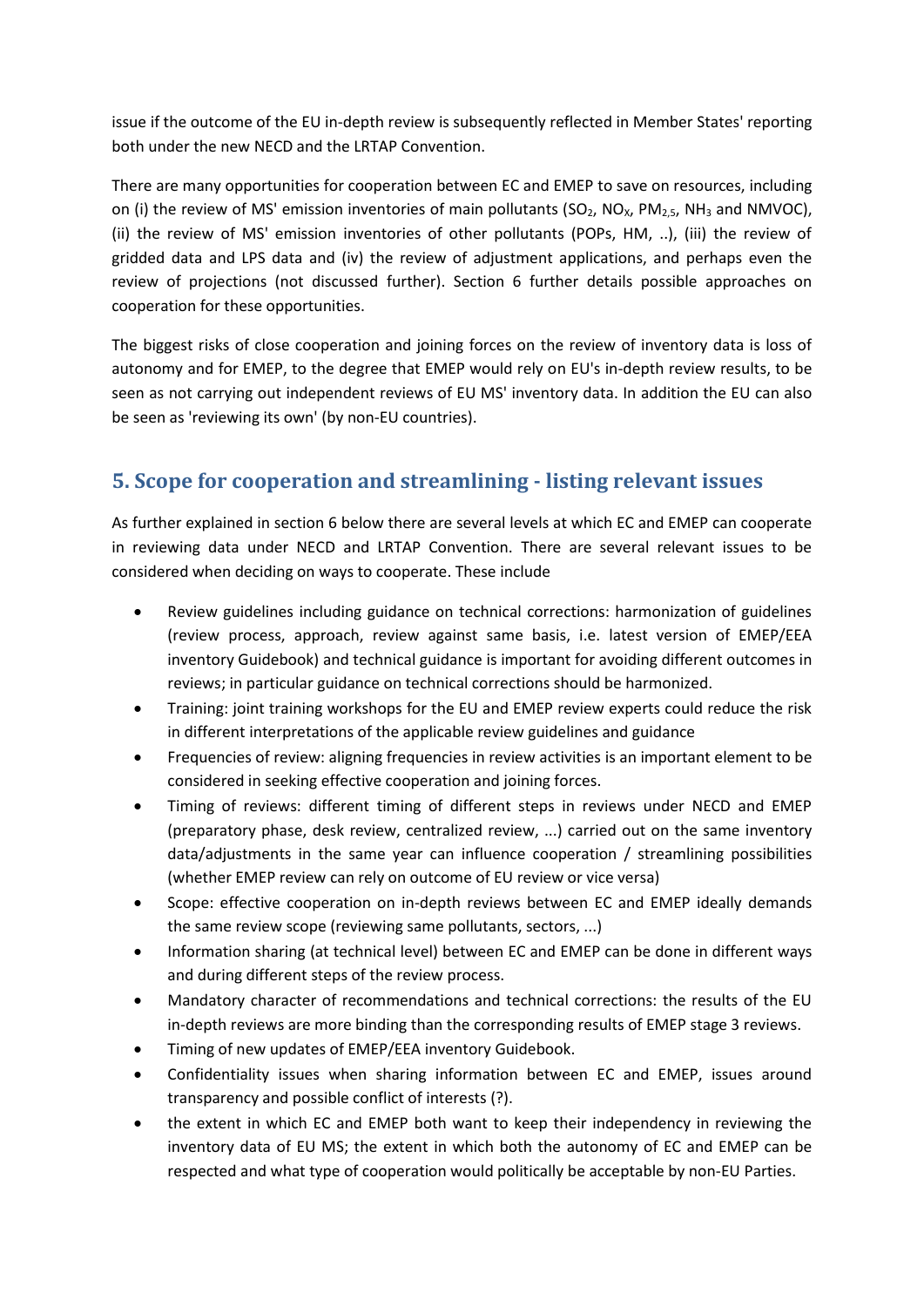issue if the outcome of the EU in-depth review is subsequently reflected in Member States' reporting both under the new NECD and the LRTAP Convention.

There are many opportunities for cooperation between EC and EMEP to save on resources, including on (i) the review of MS' emission inventories of main pollutants ($SO_2$, $NO_X$, $PM_{2,5}$, $NH_3$ and NMVOC), (ii) the review of MS' emission inventories of other pollutants (POPs, HM, ..), (iii) the review of gridded data and LPS data and (iv) the review of adjustment applications, and perhaps even the review of projections (not discussed further). Section 6 further details possible approaches on cooperation for these opportunities.

The biggest risks of close cooperation and joining forces on the review of inventory data is loss of autonomy and for EMEP, to the degree that EMEP would rely on EU's in-depth review results, to be seen as not carrying out independent reviews of EU MS' inventory data. In addition the EU can also be seen as 'reviewing its own' (by non-EU countries).

## 5. Scope for cooperation and streamlining - listing relevant issues

As further explained in section 6 below there are several levels at which EC and EMEP can cooperate in reviewing data under NECD and LRTAP Convention. There are several relevant issues to be considered when deciding on ways to cooperate. These include

- Review guidelines including guidance on technical corrections: harmonization of guidelines (review process, approach, review against same basis, i.e. latest version of EMEP/EEA inventory Guidebook) and technical guidance is important for avoiding different outcomes in reviews; in particular guidance on technical corrections should be harmonized.
- Training: joint training workshops for the EU and EMEP review experts could reduce the risk in different interpretations of the applicable review guidelines and guidance
- Frequencies of review: aligning frequencies in review activities is an important element to be considered in seeking effective cooperation and joining forces.
- Timing of reviews: different timing of different steps in reviews under NECD and EMEP (preparatory phase, desk review, centralized review, ...) carried out on the same inventory data/adjustments in the same year can influence cooperation / streamlining possibilities (whether EMEP review can rely on outcome of EU review or vice versa)
- Scope: effective cooperation on in-depth reviews between EC and EMEP ideally demands the same review scope (reviewing same pollutants, sectors, ...)
- Information sharing (at technical level) between EC and EMEP can be done in different ways and during different steps of the review process.
- Mandatory character of recommendations and technical corrections: the results of the EU in-depth reviews are more binding than the corresponding results of EMEP stage 3 reviews.
- Timing of new updates of EMEP/EEA inventory Guidebook.
- Confidentiality issues when sharing information between EC and EMEP, issues around transparency and possible conflict of interests (?).
- the extent in which EC and EMEP both want to keep their independency in reviewing the inventory data of EU MS; the extent in which both the autonomy of EC and EMEP can be respected and what type of cooperation would politically be acceptable by non-EU Parties.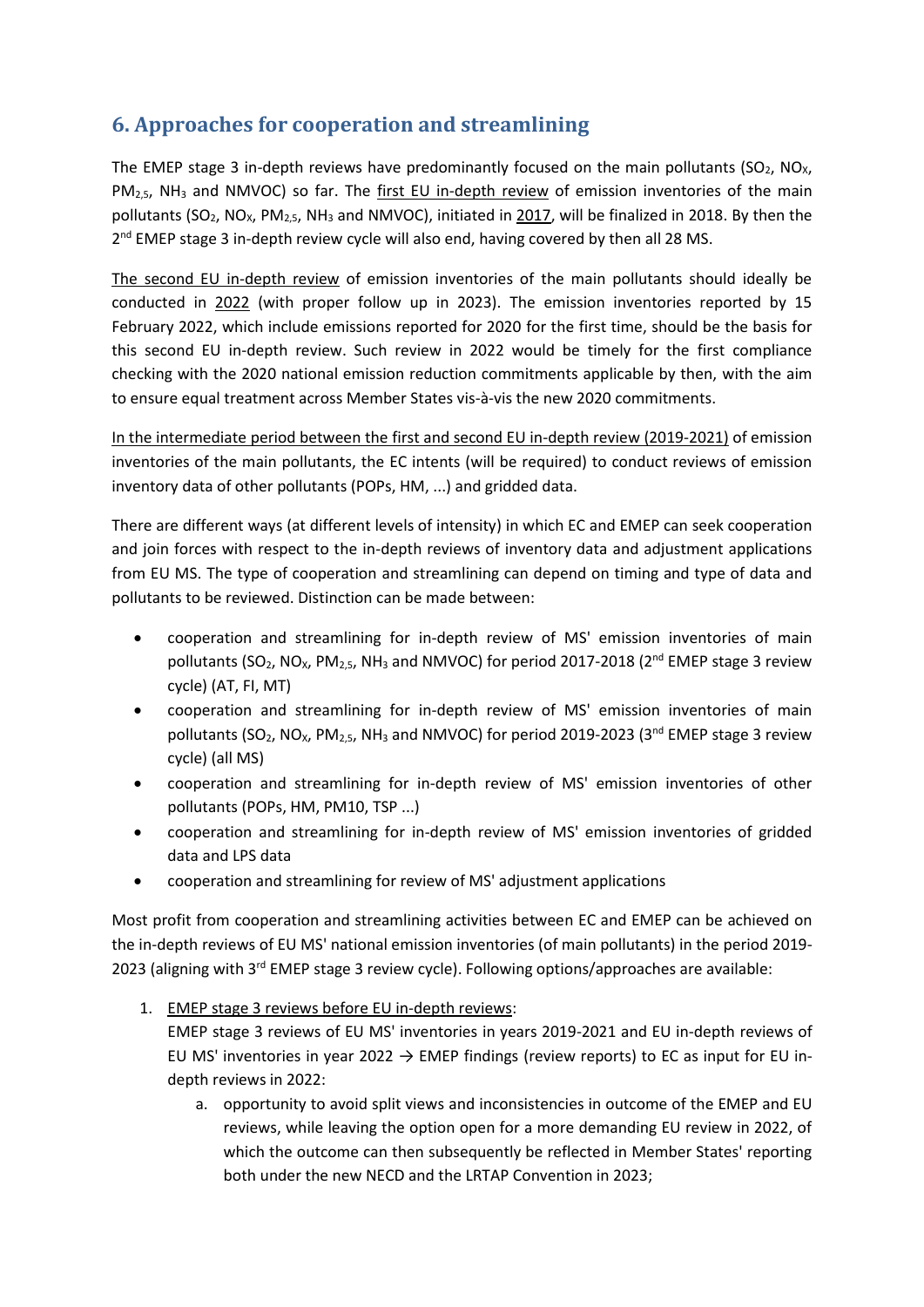## 6. Approaches for cooperation and streamlining

The EMEP stage 3 in-depth reviews have predominantly focused on the main pollutants ($SO_2$, $NO_X$, $PM_{2,5}$, $NH_3$ and NMVOC) so far. The first EU in-depth review of emission inventories of the main pollutants ($SO_2$, $NO_X$, $PM_{2,5}$, $NH_3$ and NMVOC), initiated in 2017, will be finalized in 2018. By then the 2nd EMEP stage 3 in-depth review cycle will also end, having covered by then all 28 MS.

The second EU in-depth review of emission inventories of the main pollutants should ideally be conducted in 2022 (with proper follow up in 2023). The emission inventories reported by 15 February 2022, which include emissions reported for 2020 for the first time, should be the basis for this second EU in-depth review. Such review in 2022 would be timely for the first compliance checking with the 2020 national emission reduction commitments applicable by then, with the aim to ensure equal treatment across Member States vis-à-vis the new 2020 commitments.

In the intermediate period between the first and second EU in-depth review (2019-2021) of emission inventories of the main pollutants, the EC intents (will be required) to conduct reviews of emission inventory data of other pollutants (POPs, HM, ...) and gridded data.

There are different ways (at different levels of intensity) in which EC and EMEP can seek cooperation and join forces with respect to the in-depth reviews of inventory data and adjustment applications from EU MS. The type of cooperation and streamlining can depend on timing and type of data and pollutants to be reviewed. Distinction can be made between:

- cooperation and streamlining for in-depth review of MS' emission inventories of main pollutants ($SO_2$, $NO_X$, $PM_{2,5}$, $NH_3$ and NMVOC) for period 2017-2018 (2nd EMEP stage 3 review cycle) (AT, FI, MT)
- cooperation and streamlining for in-depth review of MS' emission inventories of main pollutants ($SO_2$, $NO_X$, $PM_{2,5}$, $NH_3$ and NMVOC) for period 2019-2023 (3rd EMEP stage 3 review cycle) (all MS)
- cooperation and streamlining for in-depth review of MS' emission inventories of other pollutants (POPs, HM, PM10, TSP ...)
- cooperation and streamlining for in-depth review of MS' emission inventories of gridded data and LPS data
- cooperation and streamlining for review of MS' adjustment applications

Most profit from cooperation and streamlining activities between EC and EMEP can be achieved on the in-depth reviews of EU MS' national emission inventories (of main pollutants) in the period 2019-2023 (aligning with 3rd EMEP stage 3 review cycle). Following options/approaches are available:

1. EMEP stage 3 reviews before EU in-depth reviews:
   EMEP stage 3 reviews of EU MS' inventories in years 2019-2021 and EU in-depth reviews of EU MS' inventories in year 2022 → EMEP findings (review reports) to EC as input for EU in-depth reviews in 2022:
   a. opportunity to avoid split views and inconsistencies in outcome of the EMEP and EU reviews, while leaving the option open for a more demanding EU review in 2022, of which the outcome can then subsequently be reflected in Member States' reporting both under the new NECD and the LRTAP Convention in 2023;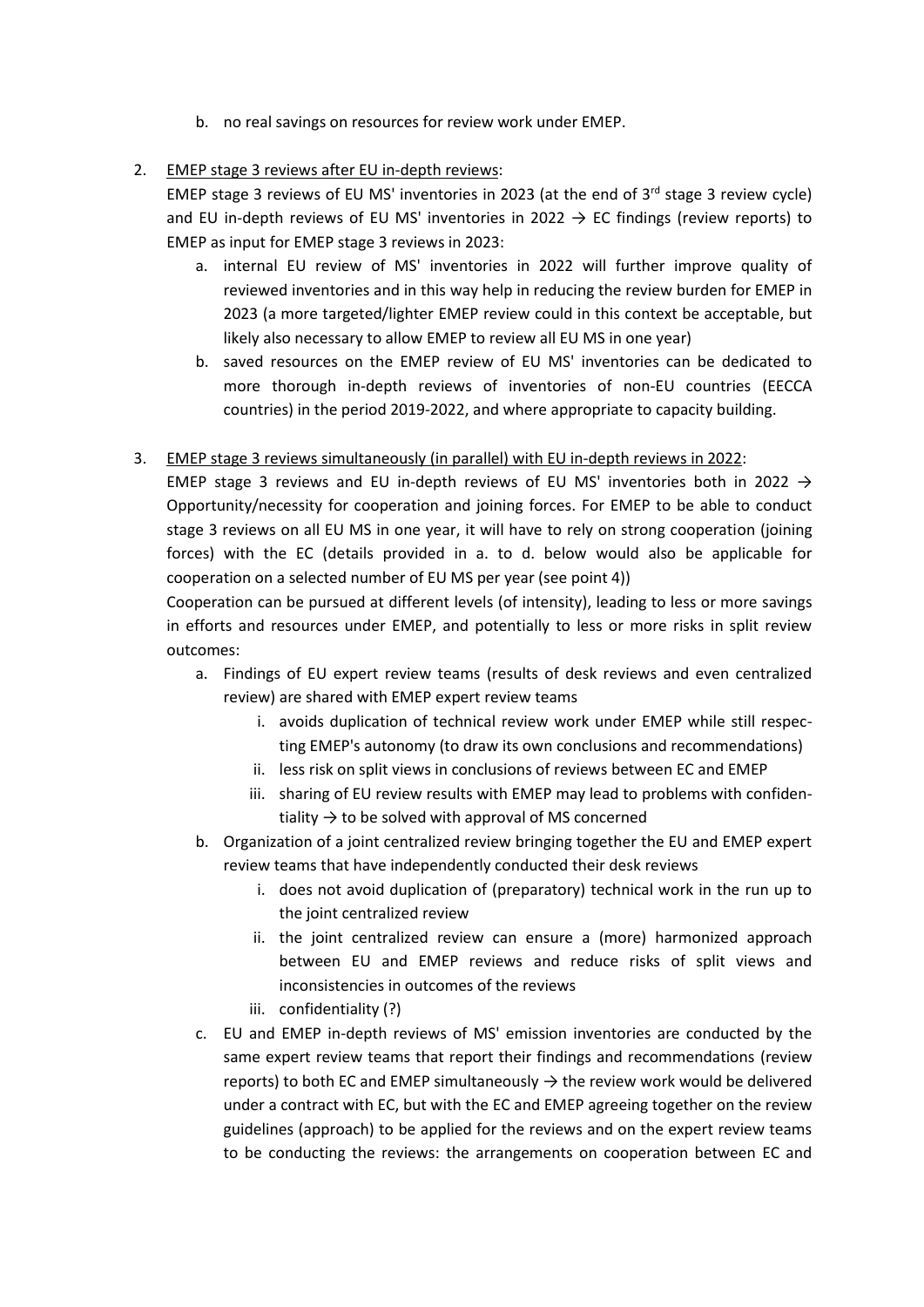b. no real savings on resources for review work under EMEP.

2. <u>EMEP stage 3 reviews after EU in-depth reviews</u>:
   EMEP stage 3 reviews of EU MS' inventories in 2023 (at the end of 3rd stage 3 review cycle) and EU in-depth reviews of EU MS' inventories in 2022 → EC findings (review reports) to EMEP as input for EMEP stage 3 reviews in 2023:
   a. internal EU review of MS' inventories in 2022 will further improve quality of reviewed inventories and in this way help in reducing the review burden for EMEP in 2023 (a more targeted/lighter EMEP review could in this context be acceptable, but likely also necessary to allow EMEP to review all EU MS in one year)
   b. saved resources on the EMEP review of EU MS' inventories can be dedicated to more thorough in-depth reviews of inventories of non-EU countries (EECCA countries) in the period 2019-2022, and where appropriate to capacity building.

3. <u>EMEP stage 3 reviews simultaneously (in parallel) with EU in-depth reviews in 2022</u>:
   EMEP stage 3 reviews and EU in-depth reviews of EU MS' inventories both in 2022 → Opportunity/necessity for cooperation and joining forces. For EMEP to be able to conduct stage 3 reviews on all EU MS in one year, it will have to rely on strong cooperation (joining forces) with the EC (details provided in a. to d. below would also be applicable for cooperation on a selected number of EU MS per year (see point 4))
   Cooperation can be pursued at different levels (of intensity), leading to less or more savings in efforts and resources under EMEP, and potentially to less or more risks in split review outcomes:
   a. Findings of EU expert review teams (results of desk reviews and even centralized review) are shared with EMEP expert review teams
      i. avoids duplication of technical review work under EMEP while still respecting EMEP's autonomy (to draw its own conclusions and recommendations)
      ii. less risk on split views in conclusions of reviews between EC and EMEP
      iii. sharing of EU review results with EMEP may lead to problems with confidentiality → to be solved with approval of MS concerned
   b. Organization of a joint centralized review bringing together the EU and EMEP expert review teams that have independently conducted their desk reviews
      i. does not avoid duplication of (preparatory) technical work in the run up to the joint centralized review
      ii. the joint centralized review can ensure a (more) harmonized approach between EU and EMEP reviews and reduce risks of split views and inconsistencies in outcomes of the reviews
      iii. confidentiality (?)
   c. EU and EMEP in-depth reviews of MS' emission inventories are conducted by the same expert review teams that report their findings and recommendations (review reports) to both EC and EMEP simultaneously → the review work would be delivered under a contract with EC, but with the EC and EMEP agreeing together on the review guidelines (approach) to be applied for the reviews and on the expert review teams to be conducting the reviews: the arrangements on cooperation between EC and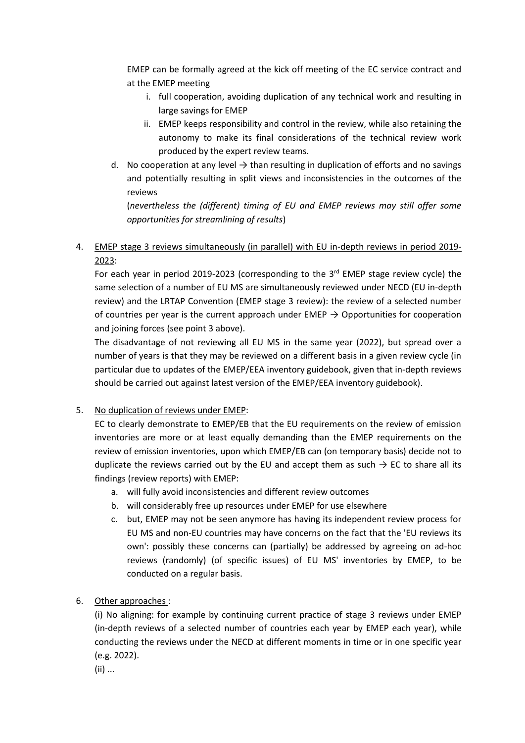EMEP can be formally agreed at the kick off meeting of the EC service contract and at the EMEP meeting

   i. full cooperation, avoiding duplication of any technical work and resulting in large savings for EMEP
   ii. EMEP keeps responsibility and control in the review, while also retaining the autonomy to make its final considerations of the technical review work produced by the expert review teams.

d. No cooperation at any level → than resulting in duplication of efforts and no savings and potentially resulting in split views and inconsistencies in the outcomes of the reviews
(*nevertheless the (different) timing of EU and EMEP reviews may still offer some opportunities for streamlining of results*)

4. <u>EMEP stage 3 reviews simultaneously (in parallel) with EU in-depth reviews in period 2019-2023</u>:
For each year in period 2019-2023 (corresponding to the 3rd EMEP stage review cycle) the same selection of a number of EU MS are simultaneously reviewed under NECD (EU in-depth review) and the LRTAP Convention (EMEP stage 3 review): the review of a selected number of countries per year is the current approach under EMEP → Opportunities for cooperation and joining forces (see point 3 above).
The disadvantage of not reviewing all EU MS in the same year (2022), but spread over a number of years is that they may be reviewed on a different basis in a given review cycle (in particular due to updates of the EMEP/EEA inventory guidebook, given that in-depth reviews should be carried out against latest version of the EMEP/EEA inventory guidebook).

5. <u>No duplication of reviews under EMEP</u>:
EC to clearly demonstrate to EMEP/EB that the EU requirements on the review of emission inventories are more or at least equally demanding than the EMEP requirements on the review of emission inventories, upon which EMEP/EB can (on temporary basis) decide not to duplicate the reviews carried out by the EU and accept them as such → EC to share all its findings (review reports) with EMEP:
   a. will fully avoid inconsistencies and different review outcomes
   b. will considerably free up resources under EMEP for use elsewhere
   c. but, EMEP may not be seen anymore has having its independent review process for EU MS and non-EU countries may have concerns on the fact that the 'EU reviews its own': possibly these concerns can (partially) be addressed by agreeing on ad-hoc reviews (randomly) (of specific issues) of EU MS' inventories by EMEP, to be conducted on a regular basis.

6. <u>Other approaches</u> :
(i) No aligning: for example by continuing current practice of stage 3 reviews under EMEP (in-depth reviews of a selected number of countries each year by EMEP each year), while conducting the reviews under the NECD at different moments in time or in one specific year (e.g. 2022).
(ii) ...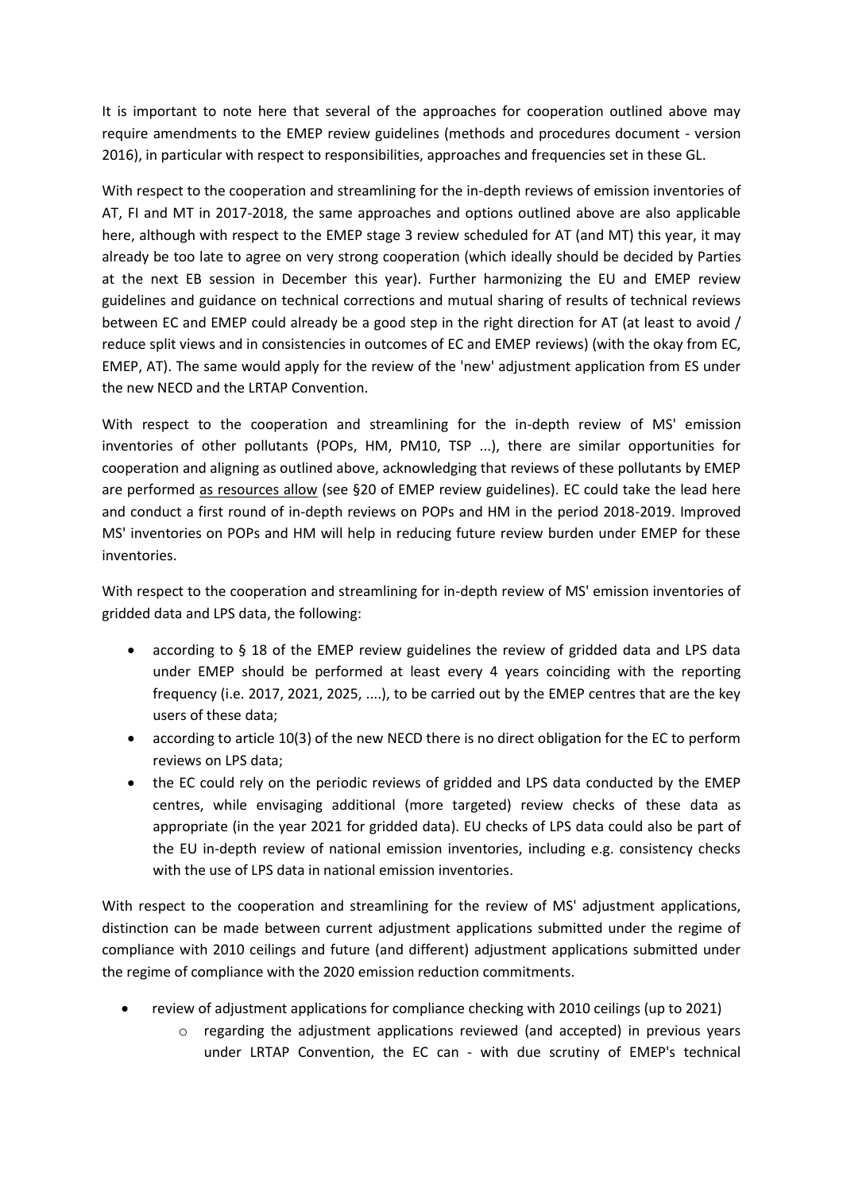It is important to note here that several of the approaches for cooperation outlined above may require amendments to the EMEP review guidelines (methods and procedures document - version 2016), in particular with respect to responsibilities, approaches and frequencies set in these GL.

With respect to the cooperation and streamlining for the in-depth reviews of emission inventories of AT, FI and MT in 2017-2018, the same approaches and options outlined above are also applicable here, although with respect to the EMEP stage 3 review scheduled for AT (and MT) this year, it may already be too late to agree on very strong cooperation (which ideally should be decided by Parties at the next EB session in December this year). Further harmonizing the EU and EMEP review guidelines and guidance on technical corrections and mutual sharing of results of technical reviews between EC and EMEP could already be a good step in the right direction for AT (at least to avoid / reduce split views and in consistencies in outcomes of EC and EMEP reviews) (with the okay from EC, EMEP, AT). The same would apply for the review of the 'new' adjustment application from ES under the new NECD and the LRTAP Convention.

With respect to the cooperation and streamlining for the in-depth review of MS' emission inventories of other pollutants (POPs, HM, PM10, TSP ...), there are similar opportunities for cooperation and aligning as outlined above, acknowledging that reviews of these pollutants by EMEP are performed as resources allow (see §20 of EMEP review guidelines). EC could take the lead here and conduct a first round of in-depth reviews on POPs and HM in the period 2018-2019. Improved MS' inventories on POPs and HM will help in reducing future review burden under EMEP for these inventories.

With respect to the cooperation and streamlining for in-depth review of MS' emission inventories of gridded data and LPS data, the following:

- according to § 18 of the EMEP review guidelines the review of gridded data and LPS data under EMEP should be performed at least every 4 years coinciding with the reporting frequency (i.e. 2017, 2021, 2025, ....), to be carried out by the EMEP centres that are the key users of these data;
- according to article 10(3) of the new NECD there is no direct obligation for the EC to perform reviews on LPS data;
- the EC could rely on the periodic reviews of gridded and LPS data conducted by the EMEP centres, while envisaging additional (more targeted) review checks of these data as appropriate (in the year 2021 for gridded data). EU checks of LPS data could also be part of the EU in-depth review of national emission inventories, including e.g. consistency checks with the use of LPS data in national emission inventories.

With respect to the cooperation and streamlining for the review of MS' adjustment applications, distinction can be made between current adjustment applications submitted under the regime of compliance with 2010 ceilings and future (and different) adjustment applications submitted under the regime of compliance with the 2020 emission reduction commitments.

- review of adjustment applications for compliance checking with 2010 ceilings (up to 2021)
    - regarding the adjustment applications reviewed (and accepted) in previous years under LRTAP Convention, the EC can - with due scrutiny of EMEP's technical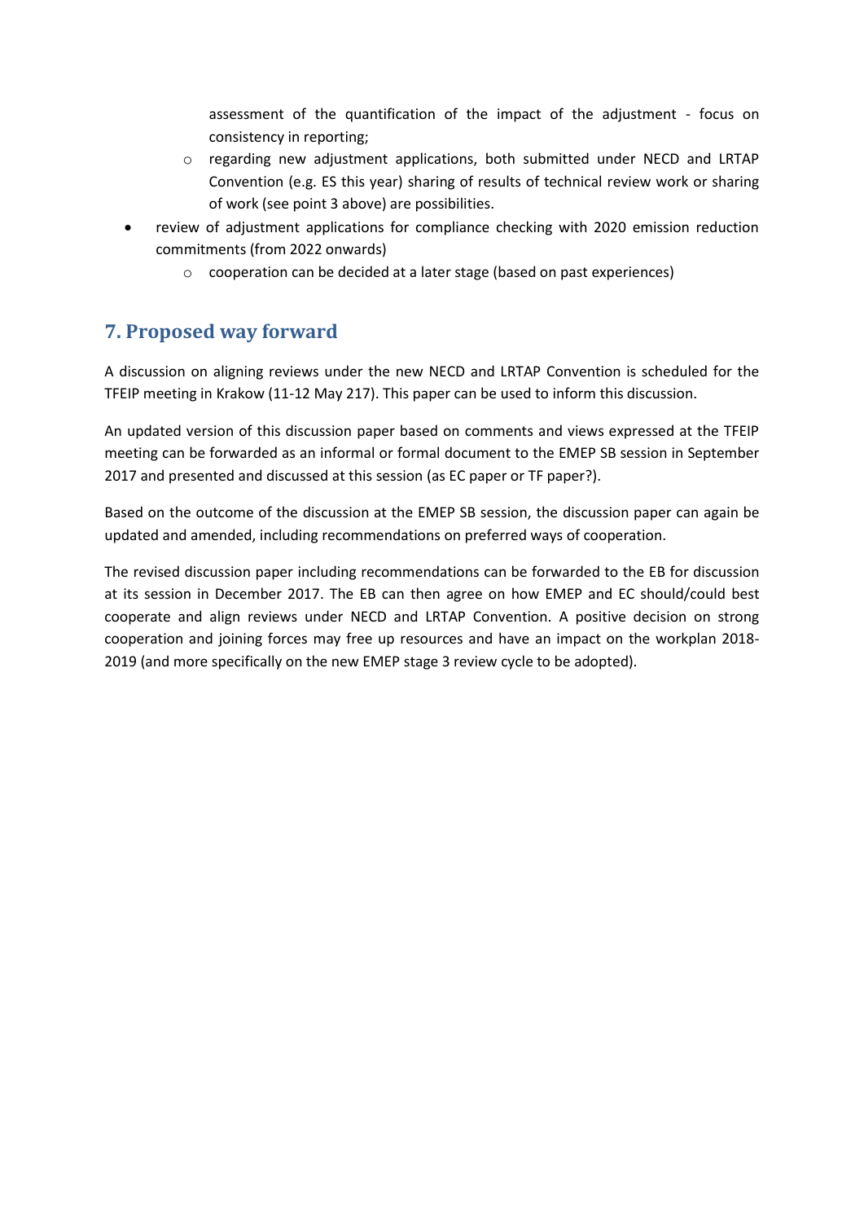assessment of the quantification of the impact of the adjustment - focus on consistency in reporting;

  - regarding new adjustment applications, both submitted under NECD and LRTAP Convention (e.g. ES this year) sharing of results of technical review work or sharing of work (see point 3 above) are possibilities.

- review of adjustment applications for compliance checking with 2020 emission reduction commitments (from 2022 onwards)
  - cooperation can be decided at a later stage (based on past experiences)

## 7. Proposed way forward

A discussion on aligning reviews under the new NECD and LRTAP Convention is scheduled for the TFEIP meeting in Krakow (11-12 May 217). This paper can be used to inform this discussion.

An updated version of this discussion paper based on comments and views expressed at the TFEIP meeting can be forwarded as an informal or formal document to the EMEP SB session in September 2017 and presented and discussed at this session (as EC paper or TF paper?).

Based on the outcome of the discussion at the EMEP SB session, the discussion paper can again be updated and amended, including recommendations on preferred ways of cooperation.

The revised discussion paper including recommendations can be forwarded to the EB for discussion at its session in December 2017. The EB can then agree on how EMEP and EC should/could best cooperate and align reviews under NECD and LRTAP Convention. A positive decision on strong cooperation and joining forces may free up resources and have an impact on the workplan 2018-2019 (and more specifically on the new EMEP stage 3 review cycle to be adopted).